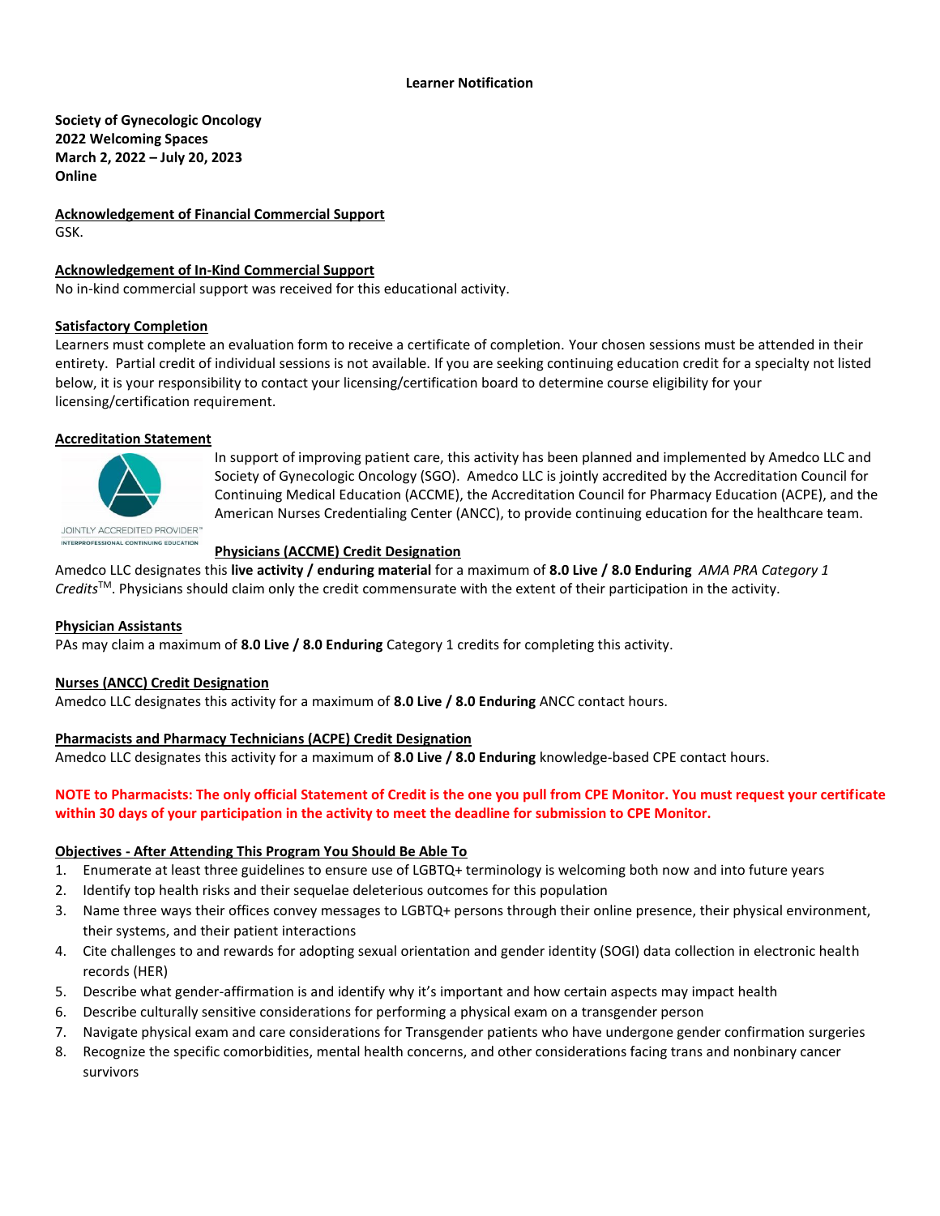**Learner Notification**

**Society of Gynecologic Oncology**
**2022 Welcoming Spaces**
**March 2, 2022 – July 20, 2023**
**Online**

**Acknowledgement of Financial Commercial Support**

GSK.

**Acknowledgement of In-Kind Commercial Support**

No in-kind commercial support was received for this educational activity.

**Satisfactory Completion**

Learners must complete an evaluation form to receive a certificate of completion. Your chosen sessions must be attended in their entirety. Partial credit of individual sessions is not available. If you are seeking continuing education credit for a specialty not listed below, it is your responsibility to contact your licensing/certification board to determine course eligibility for your licensing/certification requirement.

**Accreditation Statement**

JOINTLY ACCREDITED PROVIDER™
INTERPROFESSIONAL CONTINUING EDUCATION

In support of improving patient care, this activity has been planned and implemented by Amedco LLC and Society of Gynecologic Oncology (SGO). Amedco LLC is jointly accredited by the Accreditation Council for Continuing Medical Education (ACCME), the Accreditation Council for Pharmacy Education (ACPE), and the American Nurses Credentialing Center (ANCC), to provide continuing education for the healthcare team.

**Physicians (ACCME) Credit Designation**

Amedco LLC designates this **live activity / enduring material** for a maximum of **8.0 Live / 8.0 Enduring** *AMA PRA Category 1 Credits*™. Physicians should claim only the credit commensurate with the extent of their participation in the activity.

**Physician Assistants**

PAs may claim a maximum of **8.0 Live / 8.0 Enduring** Category 1 credits for completing this activity.

**Nurses (ANCC) Credit Designation**

Amedco LLC designates this activity for a maximum of **8.0 Live / 8.0 Enduring** ANCC contact hours.

**Pharmacists and Pharmacy Technicians (ACPE) Credit Designation**

Amedco LLC designates this activity for a maximum of **8.0 Live / 8.0 Enduring** knowledge-based CPE contact hours.

**NOTE to Pharmacists: The only official Statement of Credit is the one you pull from CPE Monitor. You must request your certificate within 30 days of your participation in the activity to meet the deadline for submission to CPE Monitor.**

**Objectives - After Attending This Program You Should Be Able To**

1. Enumerate at least three guidelines to ensure use of LGBTQ+ terminology is welcoming both now and into future years
2. Identify top health risks and their sequelae deleterious outcomes for this population
3. Name three ways their offices convey messages to LGBTQ+ persons through their online presence, their physical environment, their systems, and their patient interactions
4. Cite challenges to and rewards for adopting sexual orientation and gender identity (SOGI) data collection in electronic health records (HER)
5. Describe what gender-affirmation is and identify why it's important and how certain aspects may impact health
6. Describe culturally sensitive considerations for performing a physical exam on a transgender person
7. Navigate physical exam and care considerations for Transgender patients who have undergone gender confirmation surgeries
8. Recognize the specific comorbidities, mental health concerns, and other considerations facing trans and nonbinary cancer survivors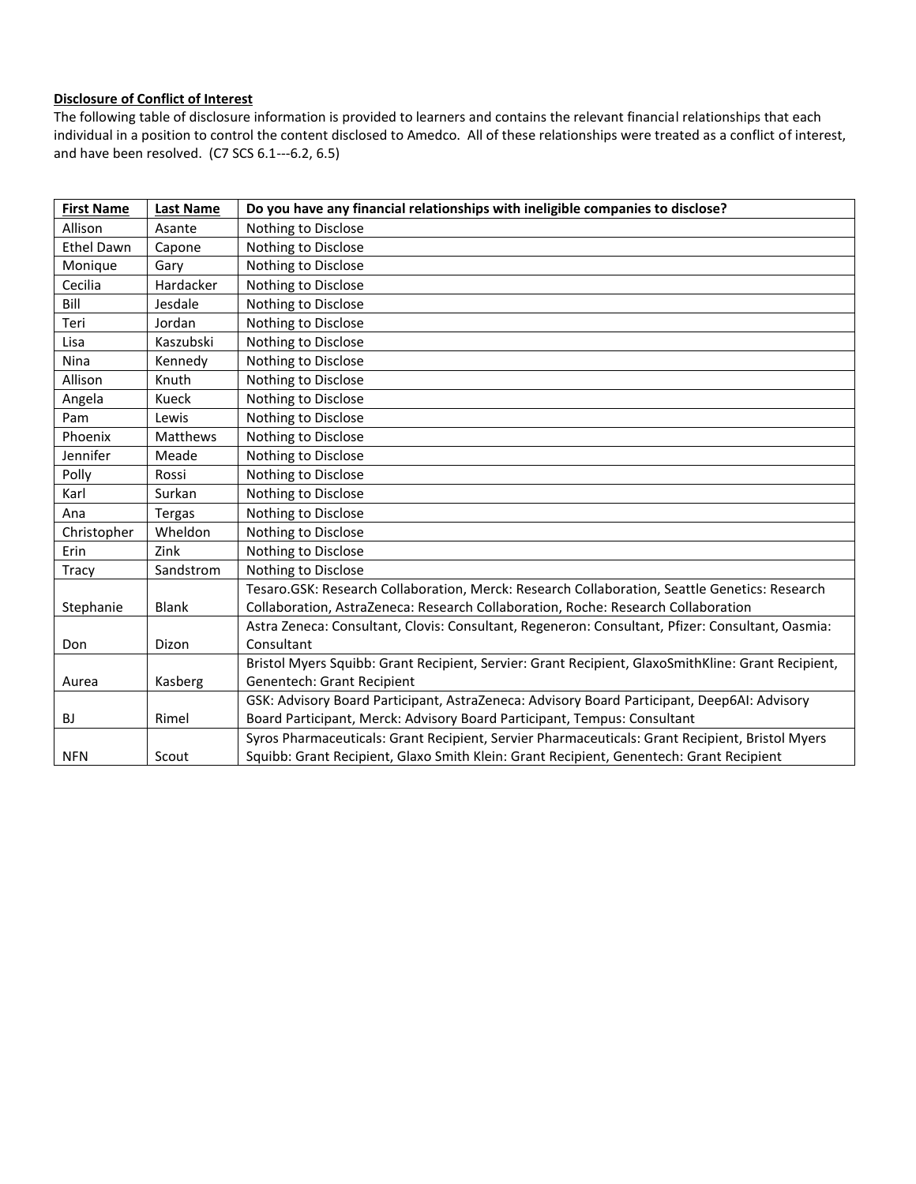**Disclosure of Conflict of Interest**

The following table of disclosure information is provided to learners and contains the relevant financial relationships that each individual in a position to control the content disclosed to Amedco. All of these relationships were treated as a conflict of interest, and have been resolved. (C7 SCS 6.1---6.2, 6.5)

| First Name | Last Name | Do you have any financial relationships with ineligible companies to disclose? |
|---|---|---|
| Allison | Asante | Nothing to Disclose |
| Ethel Dawn | Capone | Nothing to Disclose |
| Monique | Gary | Nothing to Disclose |
| Cecilia | Hardacker | Nothing to Disclose |
| Bill | Jesdale | Nothing to Disclose |
| Teri | Jordan | Nothing to Disclose |
| Lisa | Kaszubski | Nothing to Disclose |
| Nina | Kennedy | Nothing to Disclose |
| Allison | Knuth | Nothing to Disclose |
| Angela | Kueck | Nothing to Disclose |
| Pam | Lewis | Nothing to Disclose |
| Phoenix | Matthews | Nothing to Disclose |
| Jennifer | Meade | Nothing to Disclose |
| Polly | Rossi | Nothing to Disclose |
| Karl | Surkan | Nothing to Disclose |
| Ana | Tergas | Nothing to Disclose |
| Christopher | Wheldon | Nothing to Disclose |
| Erin | Zink | Nothing to Disclose |
| Tracy | Sandstrom | Nothing to Disclose |
| Stephanie | Blank | Tesaro.GSK: Research Collaboration, Merck: Research Collaboration, Seattle Genetics: Research Collaboration, AstraZeneca: Research Collaboration, Roche: Research Collaboration |
| Don | Dizon | Astra Zeneca: Consultant, Clovis: Consultant, Regeneron: Consultant, Pfizer: Consultant, Oasmia: Consultant |
| Aurea | Kasberg | Bristol Myers Squibb: Grant Recipient, Servier: Grant Recipient, GlaxoSmithKline: Grant Recipient, Genentech: Grant Recipient |
| BJ | Rimel | GSK: Advisory Board Participant, AstraZeneca: Advisory Board Participant, Deep6AI: Advisory Board Participant, Merck: Advisory Board Participant, Tempus: Consultant |
| NFN | Scout | Syros Pharmaceuticals: Grant Recipient, Servier Pharmaceuticals: Grant Recipient, Bristol Myers Squibb: Grant Recipient, Glaxo Smith Klein: Grant Recipient, Genentech: Grant Recipient |